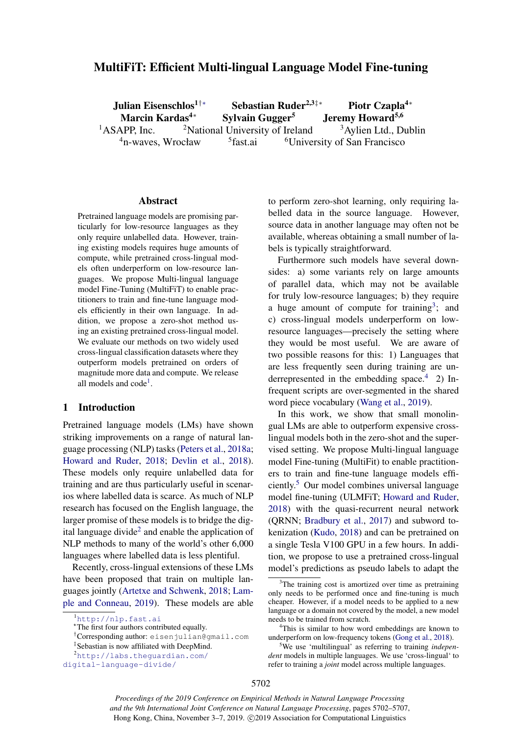# MultiFiT: Efficient Multi-lingual Language Model Fine-tuning

**Julian Eisenschlos**[1†*] **Sebastian Ruder**[2,3‡*] **Piotr Czapla**[4*]
**Marcin Kardas**[4*] **Sylvain Gugger**[5] **Jeremy Howard**[5,6]

[1]ASAPP, Inc. [2]National University of Ireland [3]Aylien Ltd., Dublin
[4]n-waves, Wrocław [5]fast.ai [6]University of San Francisco

## Abstract

Pretrained language models are promising particularly for low-resource languages as they only require unlabelled data. However, training existing models requires huge amounts of compute, while pretrained cross-lingual models often underperform on low-resource languages. We propose Multi-lingual language model Fine-Tuning (MultiFiT) to enable practitioners to train and fine-tune language models efficiently in their own language. In addition, we propose a zero-shot method using an existing pretrained cross-lingual model. We evaluate our methods on two widely used cross-lingual classification datasets where they outperform models pretrained on orders of magnitude more data and compute. We release all models and code[1].

## 1 Introduction

Pretrained language models (LMs) have shown striking improvements on a range of natural language processing (NLP) tasks (Peters et al., 2018a; Howard and Ruder, 2018; Devlin et al., 2018). These models only require unlabelled data for training and are thus particularly useful in scenarios where labelled data is scarce. As much of NLP research has focused on the English language, the larger promise of these models is to bridge the digital language divide[2] and enable the application of NLP methods to many of the world's other 6,000 languages where labelled data is less plentiful.

Recently, cross-lingual extensions of these LMs have been proposed that train on multiple languages jointly (Artetxe and Schwenk, 2018; Lample and Conneau, 2019). These models are able to perform zero-shot learning, only requiring labelled data in the source language. However, source data in another language may often not be available, whereas obtaining a small number of labels is typically straightforward.

Furthermore such models have several downsides: a) some variants rely on large amounts of parallel data, which may not be available for truly low-resource languages; b) they require a huge amount of compute for training[3]; and c) cross-lingual models underperform on low-resource languages—precisely the setting where they would be most useful. We are aware of two possible reasons for this: 1) Languages that are less frequently seen during training are underrepresented in the embedding space.[4] 2) Infrequent scripts are over-segmented in the shared word piece vocabulary (Wang et al., 2019).

In this work, we show that small monolingual LMs are able to outperform expensive cross-lingual models both in the zero-shot and the supervised setting. We propose Multi-lingual language model Fine-tuning (MultiFit) to enable practitioners to train and fine-tune language models efficiently.[5] Our model combines universal language model fine-tuning (ULMFiT; Howard and Ruder, 2018) with the quasi-recurrent neural network (QRNN; Bradbury et al., 2017) and subword tokenization (Kudo, 2018) and can be pretrained on a single Tesla V100 GPU in a few hours. In addition, we propose to use a pretrained cross-lingual model's predictions as pseudo labels to adapt the

---

[1]http://nlp.fast.ai

*The first four authors contributed equally.

†Corresponding author: eisenjulian@gmail.com

‡Sebastian is now affiliated with DeepMind.

[2]http://labs.theguardian.com/digital-language-divide/

[3]The training cost is amortized over time as pretraining only needs to be performed once and fine-tuning is much cheaper. However, if a model needs to be applied to a new language or a domain not covered by the model, a new model needs to be trained from scratch.

[4]This is similar to how word embeddings are known to underperform on low-frequency tokens (Gong et al., 2018).

[5]We use 'multilingual' as referring to training *independent* models in multiple languages. We use 'cross-lingual' to refer to training a *joint* model across multiple languages.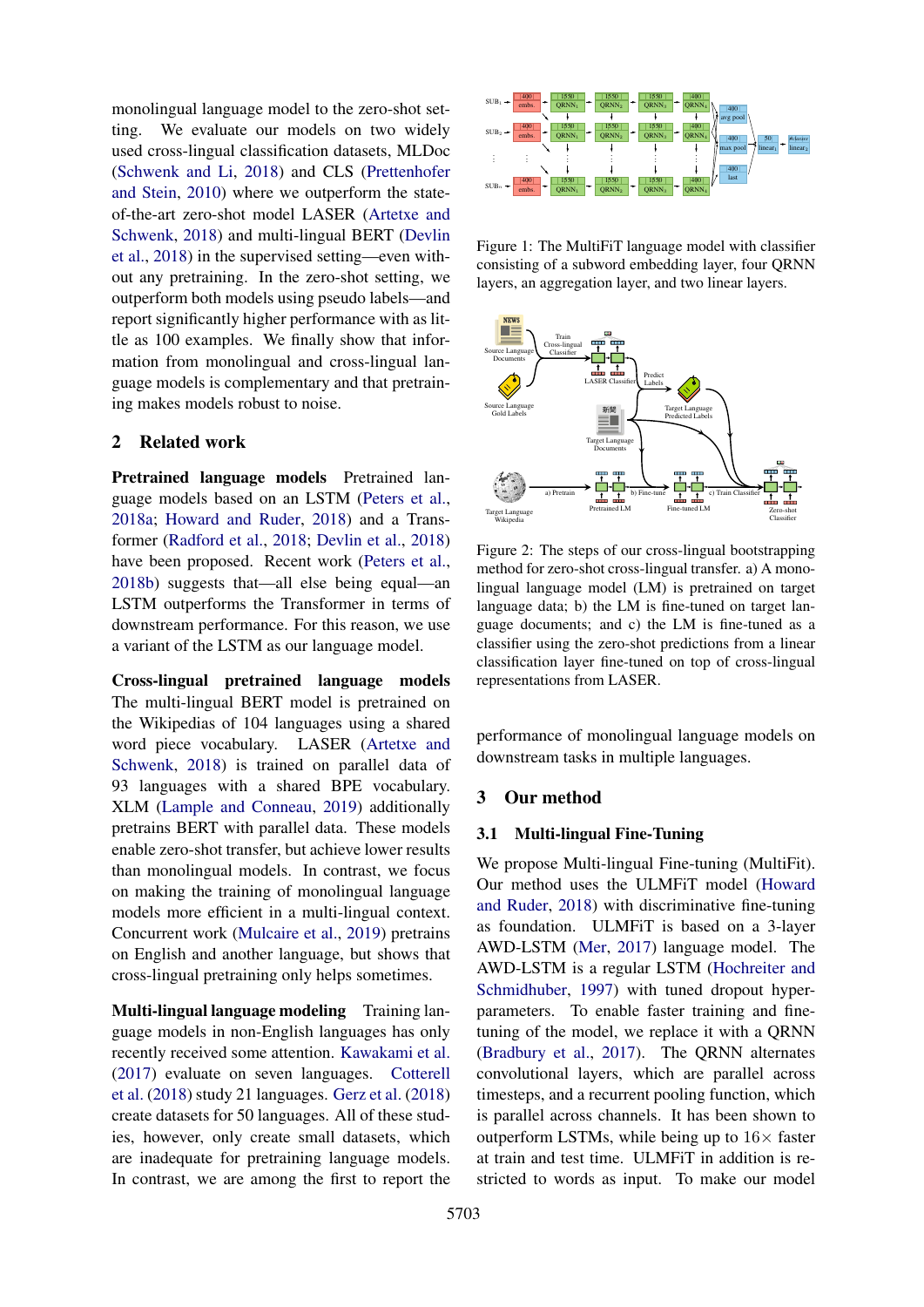monolingual language model to the zero-shot setting. We evaluate our models on two widely used cross-lingual classification datasets, MLDoc (Schwenk and Li, 2018) and CLS (Prettenhofer and Stein, 2010) where we outperform the state-of-the-art zero-shot model LASER (Artetxe and Schwenk, 2018) and multi-lingual BERT (Devlin et al., 2018) in the supervised setting—even without any pretraining. In the zero-shot setting, we outperform both models using pseudo labels—and report significantly higher performance with as little as 100 examples. We finally show that information from monolingual and cross-lingual language models is complementary and that pretraining makes models robust to noise.

## 2 Related work

**Pretrained language models** Pretrained language models based on an LSTM (Peters et al., 2018a; Howard and Ruder, 2018) and a Transformer (Radford et al., 2018; Devlin et al., 2018) have been proposed. Recent work (Peters et al., 2018b) suggests that—all else being equal—an LSTM outperforms the Transformer in terms of downstream performance. For this reason, we use a variant of the LSTM as our language model.

**Cross-lingual pretrained language models** The multi-lingual BERT model is pretrained on the Wikipedias of 104 languages using a shared word piece vocabulary. LASER (Artetxe and Schwenk, 2018) is trained on parallel data of 93 languages with a shared BPE vocabulary. XLM (Lample and Conneau, 2019) additionally pretrains BERT with parallel data. These models enable zero-shot transfer, but achieve lower results than monolingual models. In contrast, we focus on making the training of monolingual language models more efficient in a multi-lingual context. Concurrent work (Mulcaire et al., 2019) pretrains on English and another language, but shows that cross-lingual pretraining only helps sometimes.

**Multi-lingual language modeling** Training language models in non-English languages has only recently received some attention. Kawakami et al. (2017) evaluate on seven languages. Cotterell et al. (2018) study 21 languages. Gerz et al. (2018) create datasets for 50 languages. All of these studies, however, only create small datasets, which are inadequate for pretraining language models. In contrast, we are among the first to report the

Figure 1: The MultiFiT language model with classifier consisting of a subword embedding layer, four QRNN layers, an aggregation layer, and two linear layers.

Figure 2: The steps of our cross-lingual bootstrapping method for zero-shot cross-lingual transfer. a) A monolingual language model (LM) is pretrained on target language data; b) the LM is fine-tuned on target language documents; and c) the LM is fine-tuned as a classifier using the zero-shot predictions from a linear classification layer fine-tuned on top of cross-lingual representations from LASER.

performance of monolingual language models on downstream tasks in multiple languages.

## 3 Our method

### 3.1 Multi-lingual Fine-Tuning

We propose Multi-lingual Fine-tuning (MultiFit). Our method uses the ULMFiT model (Howard and Ruder, 2018) with discriminative fine-tuning as foundation. ULMFiT is based on a 3-layer AWD-LSTM (Mer, 2017) language model. The AWD-LSTM is a regular LSTM (Hochreiter and Schmidhuber, 1997) with tuned dropout hyper-parameters. To enable faster training and fine-tuning of the model, we replace it with a QRNN (Bradbury et al., 2017). The QRNN alternates convolutional layers, which are parallel across timesteps, and a recurrent pooling function, which is parallel across channels. It has been shown to outperform LSTMs, while being up to 16× faster at train and test time. ULMFiT in addition is restricted to words as input. To make our model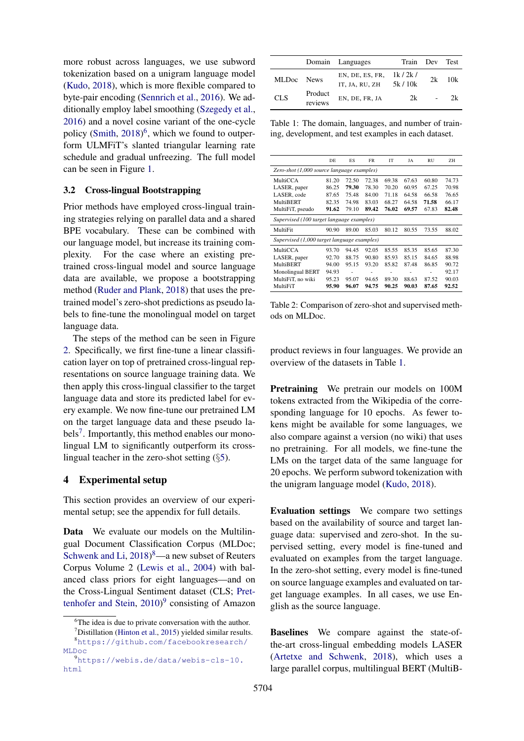more robust across languages, we use subword tokenization based on a unigram language model (Kudo, 2018), which is more flexible compared to byte-pair encoding (Sennrich et al., 2016). We additionally employ label smoothing (Szegedy et al., 2016) and a novel cosine variant of the one-cycle policy (Smith, 2018)[6], which we found to outperform ULMFiT's slanted triangular learning rate schedule and gradual unfreezing. The full model can be seen in Figure 1.

### 3.2 Cross-lingual Bootstrapping

Prior methods have employed cross-lingual training strategies relying on parallel data and a shared BPE vocabulary. These can be combined with our language model, but increase its training complexity. For the case where an existing pretrained cross-lingual model and source language data are available, we propose a bootstrapping method (Ruder and Plank, 2018) that uses the pretrained model's zero-shot predictions as pseudo labels to fine-tune the monolingual model on target language data.

The steps of the method can be seen in Figure 2. Specifically, we first fine-tune a linear classification layer on top of pretrained cross-lingual representations on source language training data. We then apply this cross-lingual classifier to the target language data and store its predicted label for every example. We now fine-tune our pretrained LM on the target language data and these pseudo labels[7]. Importantly, this method enables our monolingual LM to significantly outperform its cross-lingual teacher in the zero-shot setting (§5).

## 4 Experimental setup

This section provides an overview of our experimental setup; see the appendix for full details.

**Data** We evaluate our models on the Multilingual Document Classification Corpus (MLDoc; Schwenk and Li, 2018)[8]—a new subset of Reuters Corpus Volume 2 (Lewis et al., 2004) with balanced class priors for eight languages—and on the Cross-Lingual Sentiment dataset (CLS; Prettenhofer and Stein, 2010)[9] consisting of Amazon product reviews in four languages. We provide an overview of the datasets in Table 1.

| | Domain | Languages | Train | Dev | Test |
|---|---|---|---|---|---|
| MLDoc | News | EN, DE, ES, FR, IT, JA, RU, ZH | 1k / 2k / 5k / 10k | 2k | 10k |
| CLS | Product reviews | EN, DE, FR, JA | 2k | - | 2k |

Table 1: The domain, languages, and number of training, development, and test examples in each dataset.

| | DE | ES | FR | IT | JA | RU | ZH |
|---|---|---|---|---|---|---|---|
| *Zero-shot (1,000 source language examples)* | | | | | | | |
| MultiCCA | 81.20 | 72.50 | 72.38 | 69.38 | 67.63 | 60.80 | 74.73 |
| LASER, paper | 86.25 | **79.30** | 78.30 | 70.20 | 60.95 | 67.25 | 70.98 |
| LASER, code | 87.65 | 75.48 | 84.00 | 71.18 | 64.58 | 66.58 | 76.65 |
| MultiBERT | 82.35 | 74.98 | 83.03 | 68.27 | 64.58 | **71.58** | 66.17 |
| MultiFiT, pseudo | **91.62** | 79.10 | **89.42** | **76.02** | **69.57** | 67.83 | **82.48** |
| *Supervised (100 target language examples)* | | | | | | | |
| MultiFit | 90.90 | 89.00 | 85.03 | 80.12 | 80.55 | 73.55 | 88.02 |
| *Supervised (1,000 target language examples)* | | | | | | | |
| MultiCCA | 93.70 | 94.45 | 92.05 | 85.55 | 85.35 | 85.65 | 87.30 |
| LASER, paper | 92.70 | 88.75 | 90.80 | 85.93 | 85.15 | 84.65 | 88.98 |
| MultiBERT | 94.00 | 95.15 | 93.20 | 85.82 | 87.48 | 86.85 | 90.72 |
| Monolingual BERT | 94.93 | - | - | - | - | - | 92.17 |
| MultiFiT, no wiki | 95.23 | 95.07 | 94.65 | 89.30 | 88.63 | 87.52 | 90.03 |
| MultiFiT | **95.90** | **96.07** | **94.75** | **90.25** | **90.03** | **87.65** | **92.52** |

Table 2: Comparison of zero-shot and supervised methods on MLDoc.

**Pretraining** We pretrain our models on 100M tokens extracted from the Wikipedia of the corresponding language for 10 epochs. As fewer tokens might be available for some languages, we also compare against a version (no wiki) that uses no pretraining. For all models, we fine-tune the LMs on the target data of the same language for 20 epochs. We perform subword tokenization with the unigram language model (Kudo, 2018).

**Evaluation settings** We compare two settings based on the availability of source and target language data: supervised and zero-shot. In the supervised setting, every model is fine-tuned and evaluated on examples from the target language. In the zero-shot setting, every model is fine-tuned on source language examples and evaluated on target language examples. In all cases, we use English as the source language.

**Baselines** We compare against the state-of-the-art cross-lingual embedding models LASER (Artetxe and Schwenk, 2018), which uses a large parallel corpus, multilingual BERT (MultiB-

[6] The idea is due to private conversation with the author.

[7] Distillation (Hinton et al., 2015) yielded similar results.

[8] https://github.com/facebookresearch/MLDoc

[9] https://webis.de/data/webis-cls-10.html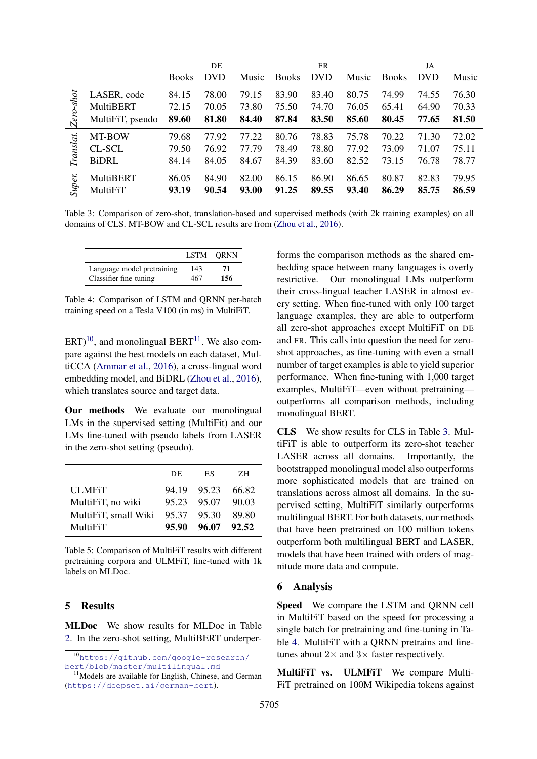| | | DE | | | FR | | | JA | | |
|---|---|---|---|---|---|---|---|---|---|---|
| | | Books | DVD | Music | Books | DVD | Music | Books | DVD | Music |
| *Zero-shot* | LASER, code | 84.15 | 78.00 | 79.15 | 83.90 | 83.40 | 80.75 | 74.99 | 74.55 | 76.30 |
| | MultiBERT | 72.15 | 70.05 | 73.80 | 75.50 | 74.70 | 76.05 | 65.41 | 64.90 | 70.33 |
| | MultiFiT, pseudo | **89.60** | **81.80** | **84.40** | **87.84** | **83.50** | **85.60** | **80.45** | **77.65** | **81.50** |
| *Translat.* | MT-BOW | 79.68 | 77.92 | 77.22 | 80.76 | 78.83 | 75.78 | 70.22 | 71.30 | 72.02 |
| | CL-SCL | 79.50 | 76.92 | 77.79 | 78.49 | 78.80 | 77.92 | 73.09 | 71.07 | 75.11 |
| | BiDRL | 84.14 | 84.05 | 84.67 | 84.39 | 83.60 | 82.52 | 73.15 | 76.78 | 78.77 |
| *Super.* | MultiBERT | 86.05 | 84.90 | 82.00 | 86.15 | 86.90 | 86.65 | 80.87 | 82.83 | 79.95 |
| | MultiFiT | **93.19** | **90.54** | **93.00** | **91.25** | **89.55** | **93.40** | **86.29** | **85.75** | **86.59** |

Table 3: Comparison of zero-shot, translation-based and supervised methods (with 2k training examples) on all domains of CLS. MT-BOW and CL-SCL results are from (Zhou et al., 2016).

| | LSTM | QRNN |
|---|---|---|
| Language model pretraining | 143 | **71** |
| Classifier fine-tuning | 467 | **156** |

Table 4: Comparison of LSTM and QRNN per-batch training speed on a Tesla V100 (in ms) in MultiFiT.

ERT)[10], and monolingual BERT[11]. We also compare against the best models on each dataset, MultiCCA (Ammar et al., 2016), a cross-lingual word embedding model, and BiDRL (Zhou et al., 2016), which translates source and target data.

**Our methods** We evaluate our monolingual LMs in the supervised setting (MultiFit) and our LMs fine-tuned with pseudo labels from LASER in the zero-shot setting (pseudo).

| | DE | ES | ZH |
|---|---|---|---|
| ULMFiT | 94.19 | 95.23 | 66.82 |
| MultiFiT, no wiki | 95.23 | 95.07 | 90.03 |
| MultiFiT, small Wiki | 95.37 | 95.30 | 89.80 |
| MultiFiT | **95.90** | **96.07** | **92.52** |

Table 5: Comparison of MultiFiT results with different pretraining corpora and ULMFiT, fine-tuned with 1k labels on MLDoc.

## 5 Results

**MLDoc** We show results for MLDoc in Table 2. In the zero-shot setting, MultiBERT underperforms the comparison methods as the shared embedding space between many languages is overly restrictive. Our monolingual LMs outperform their cross-lingual teacher LASER in almost every setting. When fine-tuned with only 100 target language examples, they are able to outperform all zero-shot approaches except MultiFiT on DE and FR. This calls into question the need for zero-shot approaches, as fine-tuning with even a small number of target examples is able to yield superior performance. When fine-tuning with 1,000 target examples, MultiFiT—even without pretraining—outperforms all comparison methods, including monolingual BERT.

**CLS** We show results for CLS in Table 3. MultiFiT is able to outperform its zero-shot teacher LASER across all domains. Importantly, the bootstrapped monolingual model also outperforms more sophisticated models that are trained on translations across almost all domains. In the supervised setting, MultiFiT similarly outperforms multilingual BERT. For both datasets, our methods that have been pretrained on 100 million tokens outperform both multilingual BERT and LASER, models that have been trained with orders of magnitude more data and compute.

## 6 Analysis

**Speed** We compare the LSTM and QRNN cell in MultiFiT based on the speed for processing a single batch for pretraining and fine-tuning in Table 4. MultiFiT with a QRNN pretrains and fine-tunes about 2× and 3× faster respectively.

**MultiFiT vs. ULMFiT** We compare MultiFiT pretrained on 100M Wikipedia tokens against

[10] https://github.com/google-research/bert/blob/master/multilingual.md

[11] Models are available for English, Chinese, and German (https://deepset.ai/german-bert).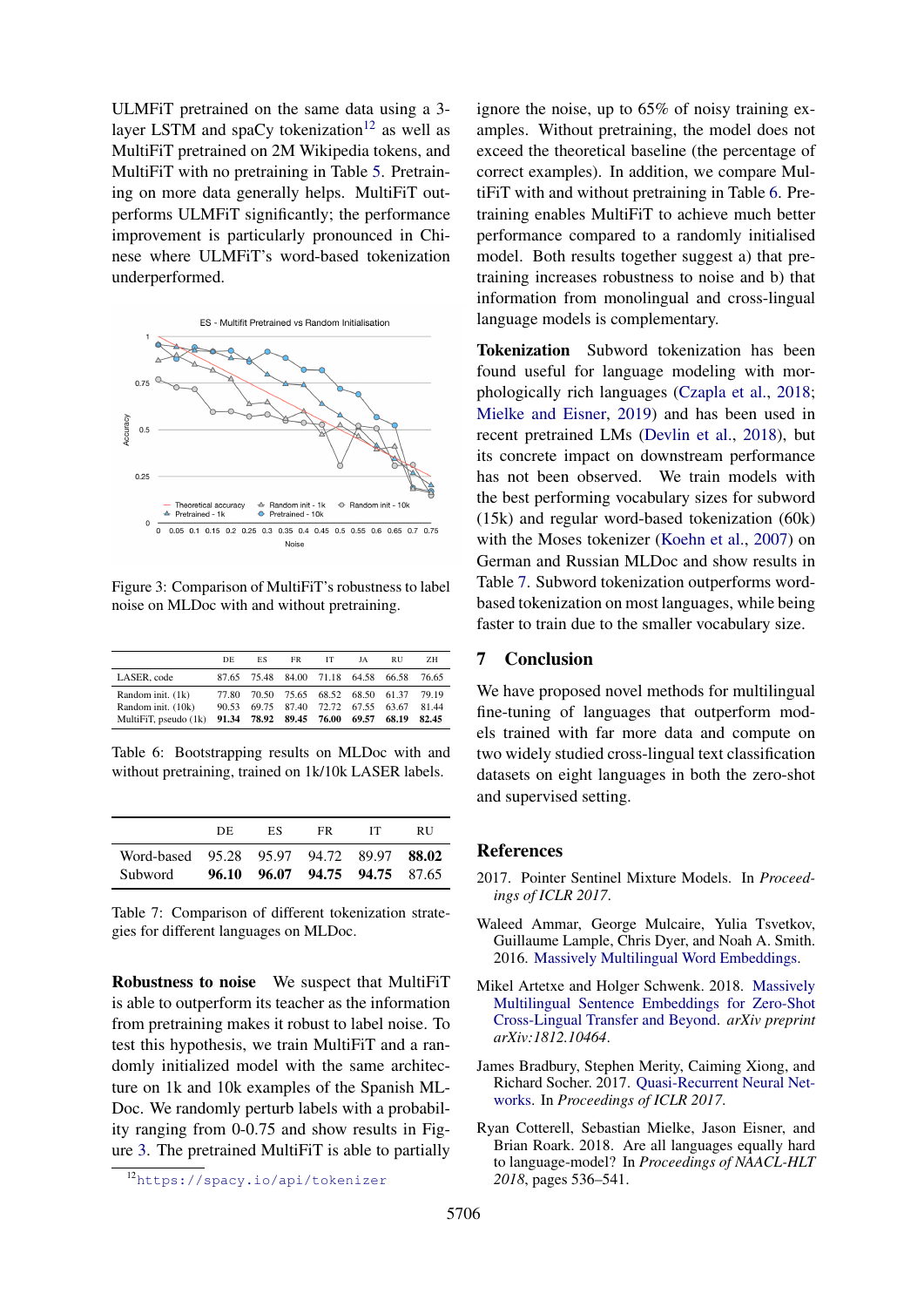ULMFiT pretrained on the same data using a 3-layer LSTM and spaCy tokenization[12] as well as MultiFiT pretrained on 2M Wikipedia tokens, and MultiFiT with no pretraining in Table 5. Pretraining on more data generally helps. MultiFiT outperforms ULMFiT significantly; the performance improvement is particularly pronounced in Chinese where ULMFiT's word-based tokenization underperformed.

ES - Multifit Pretrained vs Random Initialisation

Accuracy

1
0.75
0.5
0.25
0

0 0.05 0.1 0.15 0.2 0.25 0.3 0.35 0.4 0.45 0.5 0.55 0.6 0.65 0.7 0.75

Noise

Theoretical accuracy
Random init - 1k
Random init - 10k
Pretrained - 1k
Pretrained - 10k

Figure 3: Comparison of MultiFiT's robustness to label noise on MLDoc with and without pretraining.

| | DE | ES | FR | IT | JA | RU | ZH |
|---|---|---|---|---|---|---|---|
| LASER, code | 87.65 | 75.48 | 84.00 | 71.18 | 64.58 | 66.58 | 76.65 |
| Random init. (1k) | 77.80 | 70.50 | 75.65 | 68.52 | 68.50 | 61.37 | 79.19 |
| Random init. (10k) | 90.53 | 69.75 | 87.40 | 72.72 | 67.55 | 63.67 | 81.44 |
| MultiFiT, pseudo (1k) | **91.34** | **78.92** | **89.45** | **76.00** | **69.57** | **68.19** | **82.45** |

Table 6: Bootstrapping results on MLDoc with and without pretraining, trained on 1k/10k LASER labels.

| | DE | ES | FR | IT | RU |
|---|---|---|---|---|---|
| Word-based | 95.28 | 95.97 | 94.72 | 89.97 | **88.02** |
| Subword | **96.10** | **96.07** | **94.75** | **94.75** | 87.65 |

Table 7: Comparison of different tokenization strategies for different languages on MLDoc.

**Robustness to noise** We suspect that MultiFiT is able to outperform its teacher as the information from pretraining makes it robust to label noise. To test this hypothesis, we train MultiFiT and a randomly initialized model with the same architecture on 1k and 10k examples of the Spanish MLDoc. We randomly perturb labels with a probability ranging from 0-0.75 and show results in Figure 3. The pretrained MultiFiT is able to partially ignore the noise, up to 65% of noisy training examples. Without pretraining, the model does not exceed the theoretical baseline (the percentage of correct examples). In addition, we compare MultiFiT with and without pretraining in Table 6. Pretraining enables MultiFiT to achieve much better performance compared to a randomly initialised model. Both results together suggest a) that pretraining increases robustness to noise and b) that information from monolingual and cross-lingual language models is complementary.

[12] https://spacy.io/api/tokenizer

**Tokenization** Subword tokenization has been found useful for language modeling with morphologically rich languages (Czapla et al., 2018; Mielke and Eisner, 2019) and has been used in recent pretrained LMs (Devlin et al., 2018), but its concrete impact on downstream performance has not been observed. We train models with the best performing vocabulary sizes for subword (15k) and regular word-based tokenization (60k) with the Moses tokenizer (Koehn et al., 2007) on German and Russian MLDoc and show results in Table 7. Subword tokenization outperforms word-based tokenization on most languages, while being faster to train due to the smaller vocabulary size.

## 7 Conclusion

We have proposed novel methods for multilingual fine-tuning of languages that outperform models trained with far more data and compute on two widely studied cross-lingual text classification datasets on eight languages in both the zero-shot and supervised setting.

## References

2017. Pointer Sentinel Mixture Models. In *Proceedings of ICLR 2017*.

Waleed Ammar, George Mulcaire, Yulia Tsvetkov, Guillaume Lample, Chris Dyer, and Noah A. Smith. 2016. Massively Multilingual Word Embeddings.

Mikel Artetxe and Holger Schwenk. 2018. Massively Multilingual Sentence Embeddings for Zero-Shot Cross-Lingual Transfer and Beyond. *arXiv preprint arXiv:1812.10464*.

James Bradbury, Stephen Merity, Caiming Xiong, and Richard Socher. 2017. Quasi-Recurrent Neural Networks. In *Proceedings of ICLR 2017*.

Ryan Cotterell, Sebastian Mielke, Jason Eisner, and Brian Roark. 2018. Are all languages equally hard to language-model? In *Proceedings of NAACL-HLT 2018*, pages 536–541.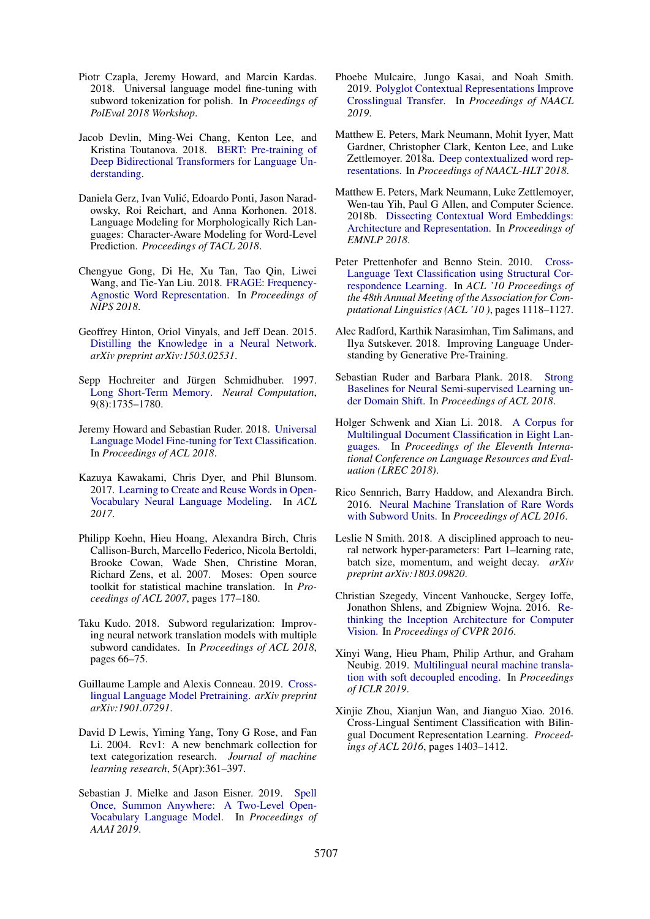Piotr Czapla, Jeremy Howard, and Marcin Kardas. 2018. Universal language model fine-tuning with subword tokenization for polish. In *Proceedings of PolEval 2018 Workshop*.

Jacob Devlin, Ming-Wei Chang, Kenton Lee, and Kristina Toutanova. 2018. BERT: Pre-training of Deep Bidirectional Transformers for Language Understanding.

Daniela Gerz, Ivan Vulić, Edoardo Ponti, Jason Naradowsky, Roi Reichart, and Anna Korhonen. 2018. Language Modeling for Morphologically Rich Languages: Character-Aware Modeling for Word-Level Prediction. *Proceedings of TACL 2018*.

Chengyue Gong, Di He, Xu Tan, Tao Qin, Liwei Wang, and Tie-Yan Liu. 2018. FRAGE: Frequency-Agnostic Word Representation. In *Proceedings of NIPS 2018*.

Geoffrey Hinton, Oriol Vinyals, and Jeff Dean. 2015. Distilling the Knowledge in a Neural Network. *arXiv preprint arXiv:1503.02531*.

Sepp Hochreiter and Jürgen Schmidhuber. 1997. Long Short-Term Memory. *Neural Computation*, 9(8):1735–1780.

Jeremy Howard and Sebastian Ruder. 2018. Universal Language Model Fine-tuning for Text Classification. In *Proceedings of ACL 2018*.

Kazuya Kawakami, Chris Dyer, and Phil Blunsom. 2017. Learning to Create and Reuse Words in Open-Vocabulary Neural Language Modeling. In *ACL 2017*.

Philipp Koehn, Hieu Hoang, Alexandra Birch, Chris Callison-Burch, Marcello Federico, Nicola Bertoldi, Brooke Cowan, Wade Shen, Christine Moran, Richard Zens, et al. 2007. Moses: Open source toolkit for statistical machine translation. In *Proceedings of ACL 2007*, pages 177–180.

Taku Kudo. 2018. Subword regularization: Improving neural network translation models with multiple subword candidates. In *Proceedings of ACL 2018*, pages 66–75.

Guillaume Lample and Alexis Conneau. 2019. Cross-lingual Language Model Pretraining. *arXiv preprint arXiv:1901.07291*.

David D Lewis, Yiming Yang, Tony G Rose, and Fan Li. 2004. Rcv1: A new benchmark collection for text categorization research. *Journal of machine learning research*, 5(Apr):361–397.

Sebastian J. Mielke and Jason Eisner. 2019. Spell Once, Summon Anywhere: A Two-Level Open-Vocabulary Language Model. In *Proceedings of AAAI 2019*.

Phoebe Mulcaire, Jungo Kasai, and Noah Smith. 2019. Polyglot Contextual Representations Improve Crosslingual Transfer. In *Proceedings of NAACL 2019*.

Matthew E. Peters, Mark Neumann, Mohit Iyyer, Matt Gardner, Christopher Clark, Kenton Lee, and Luke Zettlemoyer. 2018a. Deep contextualized word representations. In *Proceedings of NAACL-HLT 2018*.

Matthew E. Peters, Mark Neumann, Luke Zettlemoyer, Wen-tau Yih, Paul G Allen, and Computer Science. 2018b. Dissecting Contextual Word Embeddings: Architecture and Representation. In *Proceedings of EMNLP 2018*.

Peter Prettenhofer and Benno Stein. 2010. Cross-Language Text Classification using Structural Correspondence Learning. In *ACL '10 Proceedings of the 48th Annual Meeting of the Association for Computational Linguistics (ACL '10 )*, pages 1118–1127.

Alec Radford, Karthik Narasimhan, Tim Salimans, and Ilya Sutskever. 2018. Improving Language Understanding by Generative Pre-Training.

Sebastian Ruder and Barbara Plank. 2018. Strong Baselines for Neural Semi-supervised Learning under Domain Shift. In *Proceedings of ACL 2018*.

Holger Schwenk and Xian Li. 2018. A Corpus for Multilingual Document Classification in Eight Languages. In *Proceedings of the Eleventh International Conference on Language Resources and Evaluation (LREC 2018)*.

Rico Sennrich, Barry Haddow, and Alexandra Birch. 2016. Neural Machine Translation of Rare Words with Subword Units. In *Proceedings of ACL 2016*.

Leslie N Smith. 2018. A disciplined approach to neural network hyper-parameters: Part 1–learning rate, batch size, momentum, and weight decay. *arXiv preprint arXiv:1803.09820*.

Christian Szegedy, Vincent Vanhoucke, Sergey Ioffe, Jonathon Shlens, and Zbigniew Wojna. 2016. Rethinking the Inception Architecture for Computer Vision. In *Proceedings of CVPR 2016*.

Xinyi Wang, Hieu Pham, Philip Arthur, and Graham Neubig. 2019. Multilingual neural machine translation with soft decoupled encoding. In *Proceedings of ICLR 2019*.

Xinjie Zhou, Xianjun Wan, and Jianguo Xiao. 2016. Cross-Lingual Sentiment Classification with Bilingual Document Representation Learning. *Proceedings of ACL 2016*, pages 1403–1412.